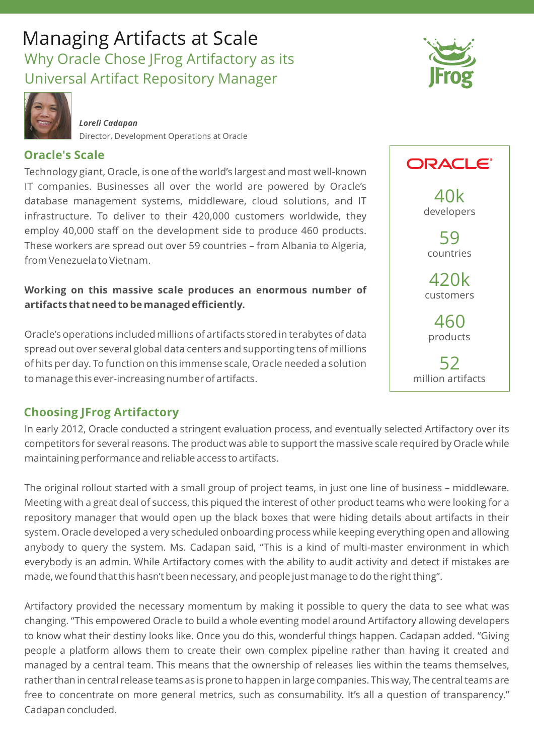# Managing Artifacts at Scale

## Why Oracle Chose JFrog Artifactory as its Universal Artifact Repository Manager

***Loreli Cadapan***
Director, Development Operations at Oracle

### Oracle's Scale

Technology giant, Oracle, is one of the world's largest and most well-known IT companies. Businesses all over the world are powered by Oracle's database management systems, middleware, cloud solutions, and IT infrastructure. To deliver to their 420,000 customers worldwide, they employ 40,000 staff on the development side to produce 460 products. These workers are spread out over 59 countries – from Albania to Algeria, from Venezuela to Vietnam.

**Working on this massive scale produces an enormous number of artifacts that need to be managed efficiently.**

Oracle's operations included millions of artifacts stored in terabytes of data spread out over several global data centers and supporting tens of millions of hits per day. To function on this immense scale, Oracle needed a solution to manage this ever-increasing number of artifacts.

ORACLE

40k
developers

59
countries

420k
customers

460
products

52
million artifacts

### Choosing JFrog Artifactory

In early 2012, Oracle conducted a stringent evaluation process, and eventually selected Artifactory over its competitors for several reasons. The product was able to support the massive scale required by Oracle while maintaining performance and reliable access to artifacts.

The original rollout started with a small group of project teams, in just one line of business – middleware. Meeting with a great deal of success, this piqued the interest of other product teams who were looking for a repository manager that would open up the black boxes that were hiding details about artifacts in their system. Oracle developed a very scheduled onboarding process while keeping everything open and allowing anybody to query the system. Ms. Cadapan said, "This is a kind of multi-master environment in which everybody is an admin. While Artifactory comes with the ability to audit activity and detect if mistakes are made, we found that this hasn't been necessary, and people just manage to do the right thing".

Artifactory provided the necessary momentum by making it possible to query the data to see what was changing. "This empowered Oracle to build a whole eventing model around Artifactory allowing developers to know what their destiny looks like. Once you do this, wonderful things happen. Cadapan added. "Giving people a platform allows them to create their own complex pipeline rather than having it created and managed by a central team. This means that the ownership of releases lies within the teams themselves, rather than in central release teams as is prone to happen in large companies. This way, The central teams are free to concentrate on more general metrics, such as consumability. It's all a question of transparency." Cadapan concluded.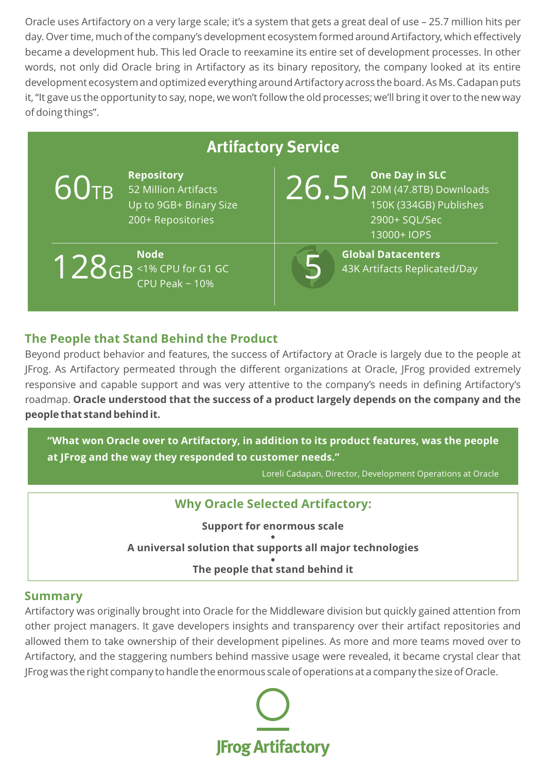Oracle uses Artifactory on a very large scale; it's a system that gets a great deal of use – 25.7 million hits per day. Over time, much of the company's development ecosystem formed around Artifactory, which effectively became a development hub. This led Oracle to reexamine its entire set of development processes. In other words, not only did Oracle bring in Artifactory as its binary repository, the company looked at its entire development ecosystem and optimized everything around Artifactory across the board. As Ms. Cadapan puts it, "It gave us the opportunity to say, nope, we won't follow the old processes; we'll bring it over to the new way of doing things".

## Artifactory Service

**60TB**

**Repository**
52 Million Artifacts
Up to 9GB+ Binary Size
200+ Repositories

**26.5M**

**One Day in SLC**
20M (47.8TB) Downloads
150K (334GB) Publishes
2900+ SQL/Sec
13000+ IOPS

**128GB**

**Node**
<1% CPU for G1 GC
CPU Peak ~ 10%

**5**

**Global Datacenters**
43K Artifacts Replicated/Day

## The People that Stand Behind the Product

Beyond product behavior and features, the success of Artifactory at Oracle is largely due to the people at JFrog. As Artifactory permeated through the different organizations at Oracle, JFrog provided extremely responsive and capable support and was very attentive to the company's needs in defining Artifactory's roadmap. **Oracle understood that the success of a product largely depends on the company and the people that stand behind it.**

> **"What won Oracle over to Artifactory, in addition to its product features, was the people at JFrog and the way they responded to customer needs."**
>
> Loreli Cadapan, Director, Development Operations at Oracle

### Why Oracle Selected Artifactory:

**Support for enormous scale**
•
**A universal solution that supports all major technologies**
•
**The people that stand behind it**

## Summary

Artifactory was originally brought into Oracle for the Middleware division but quickly gained attention from other project managers. It gave developers insights and transparency over their artifact repositories and allowed them to take ownership of their development pipelines. As more and more teams moved over to Artifactory, and the staggering numbers behind massive usage were revealed, it became crystal clear that JFrog was the right company to handle the enormous scale of operations at a company the size of Oracle.

JFrog Artifactory